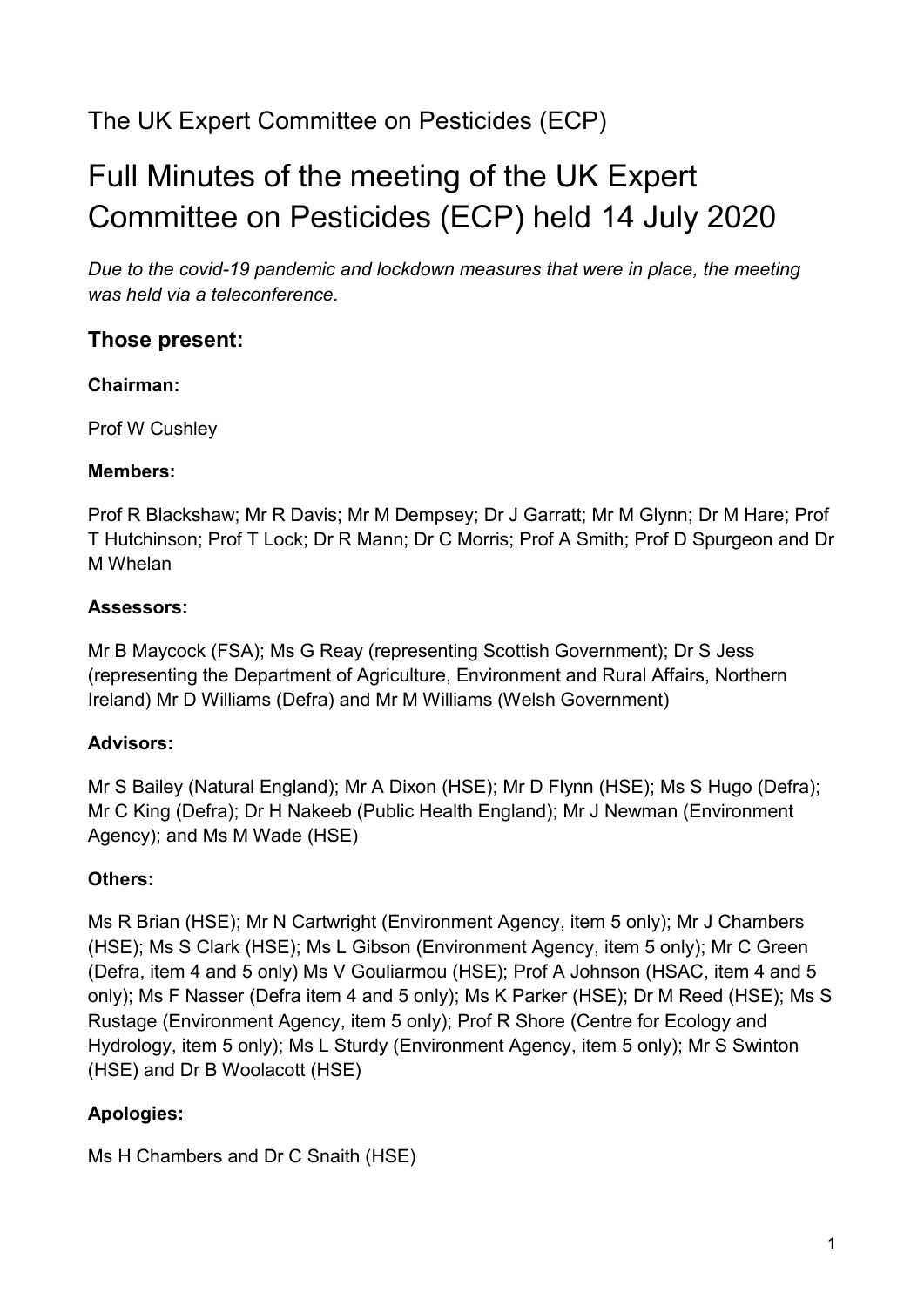The UK Expert Committee on Pesticides (ECP)

# Full Minutes of the meeting of the UK Expert Committee on Pesticides (ECP) held 14 July 2020

*Due to the covid-19 pandemic and lockdown measures that were in place, the meeting was held via a teleconference.*

## Those present:

**Chairman:**

Prof W Cushley

**Members:**

Prof R Blackshaw; Mr R Davis; Mr M Dempsey; Dr J Garratt; Mr M Glynn; Dr M Hare; Prof T Hutchinson; Prof T Lock; Dr R Mann; Dr C Morris; Prof A Smith; Prof D Spurgeon and Dr M Whelan

**Assessors:**

Mr B Maycock (FSA); Ms G Reay (representing Scottish Government); Dr S Jess (representing the Department of Agriculture, Environment and Rural Affairs, Northern Ireland) Mr D Williams (Defra) and Mr M Williams (Welsh Government)

**Advisors:**

Mr S Bailey (Natural England); Mr A Dixon (HSE); Mr D Flynn (HSE); Ms S Hugo (Defra); Mr C King (Defra); Dr H Nakeeb (Public Health England); Mr J Newman (Environment Agency); and Ms M Wade (HSE)

**Others:**

Ms R Brian (HSE); Mr N Cartwright (Environment Agency, item 5 only); Mr J Chambers (HSE); Ms S Clark (HSE); Ms L Gibson (Environment Agency, item 5 only); Mr C Green (Defra, item 4 and 5 only) Ms V Gouliarmou (HSE); Prof A Johnson (HSAC, item 4 and 5 only); Ms F Nasser (Defra item 4 and 5 only); Ms K Parker (HSE); Dr M Reed (HSE); Ms S Rustage (Environment Agency, item 5 only); Prof R Shore (Centre for Ecology and Hydrology, item 5 only); Ms L Sturdy (Environment Agency, item 5 only); Mr S Swinton (HSE) and Dr B Woolacott (HSE)

**Apologies:**

Ms H Chambers and Dr C Snaith (HSE)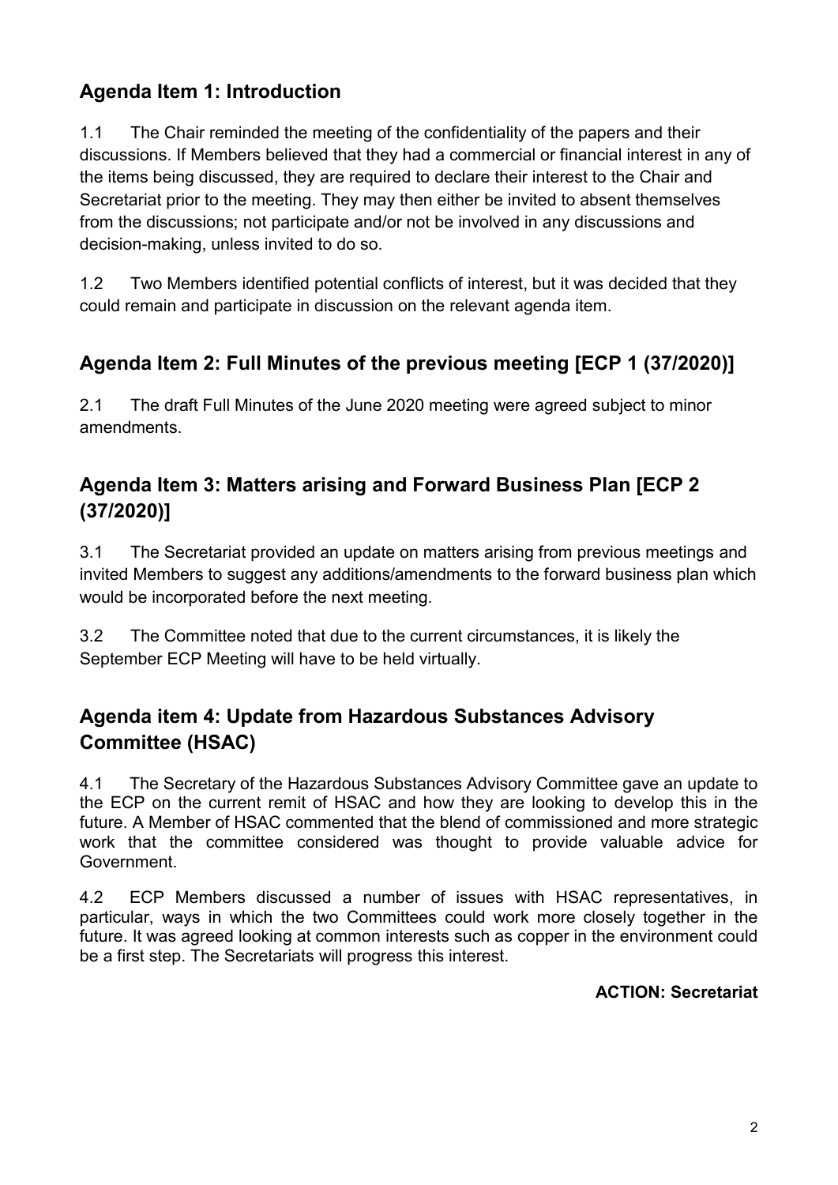## Agenda Item 1: Introduction

1.1 The Chair reminded the meeting of the confidentiality of the papers and their discussions. If Members believed that they had a commercial or financial interest in any of the items being discussed, they are required to declare their interest to the Chair and Secretariat prior to the meeting. They may then either be invited to absent themselves from the discussions; not participate and/or not be involved in any discussions and decision-making, unless invited to do so.

1.2 Two Members identified potential conflicts of interest, but it was decided that they could remain and participate in discussion on the relevant agenda item.

## Agenda Item 2: Full Minutes of the previous meeting [ECP 1 (37/2020)]

2.1 The draft Full Minutes of the June 2020 meeting were agreed subject to minor amendments.

## Agenda Item 3: Matters arising and Forward Business Plan [ECP 2 (37/2020)]

3.1 The Secretariat provided an update on matters arising from previous meetings and invited Members to suggest any additions/amendments to the forward business plan which would be incorporated before the next meeting.

3.2 The Committee noted that due to the current circumstances, it is likely the September ECP Meeting will have to be held virtually.

## Agenda item 4: Update from Hazardous Substances Advisory Committee (HSAC)

4.1 The Secretary of the Hazardous Substances Advisory Committee gave an update to the ECP on the current remit of HSAC and how they are looking to develop this in the future. A Member of HSAC commented that the blend of commissioned and more strategic work that the committee considered was thought to provide valuable advice for Government.

4.2 ECP Members discussed a number of issues with HSAC representatives, in particular, ways in which the two Committees could work more closely together in the future. It was agreed looking at common interests such as copper in the environment could be a first step. The Secretariats will progress this interest.

**ACTION: Secretariat**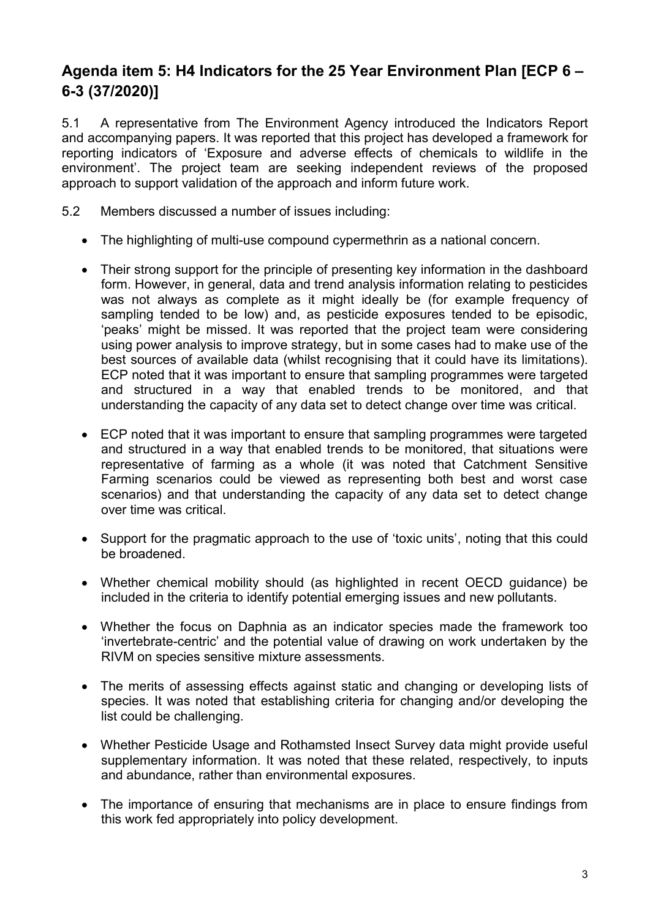## Agenda item 5: H4 Indicators for the 25 Year Environment Plan [ECP 6 – 6-3 (37/2020)]

5.1 A representative from The Environment Agency introduced the Indicators Report and accompanying papers. It was reported that this project has developed a framework for reporting indicators of 'Exposure and adverse effects of chemicals to wildlife in the environment'. The project team are seeking independent reviews of the proposed approach to support validation of the approach and inform future work.

5.2 Members discussed a number of issues including:

- The highlighting of multi-use compound cypermethrin as a national concern.
- Their strong support for the principle of presenting key information in the dashboard form. However, in general, data and trend analysis information relating to pesticides was not always as complete as it might ideally be (for example frequency of sampling tended to be low) and, as pesticide exposures tended to be episodic, 'peaks' might be missed. It was reported that the project team were considering using power analysis to improve strategy, but in some cases had to make use of the best sources of available data (whilst recognising that it could have its limitations). ECP noted that it was important to ensure that sampling programmes were targeted and structured in a way that enabled trends to be monitored, and that understanding the capacity of any data set to detect change over time was critical.
- ECP noted that it was important to ensure that sampling programmes were targeted and structured in a way that enabled trends to be monitored, that situations were representative of farming as a whole (it was noted that Catchment Sensitive Farming scenarios could be viewed as representing both best and worst case scenarios) and that understanding the capacity of any data set to detect change over time was critical.
- Support for the pragmatic approach to the use of 'toxic units', noting that this could be broadened.
- Whether chemical mobility should (as highlighted in recent OECD guidance) be included in the criteria to identify potential emerging issues and new pollutants.
- Whether the focus on Daphnia as an indicator species made the framework too 'invertebrate-centric' and the potential value of drawing on work undertaken by the RIVM on species sensitive mixture assessments.
- The merits of assessing effects against static and changing or developing lists of species. It was noted that establishing criteria for changing and/or developing the list could be challenging.
- Whether Pesticide Usage and Rothamsted Insect Survey data might provide useful supplementary information. It was noted that these related, respectively, to inputs and abundance, rather than environmental exposures.
- The importance of ensuring that mechanisms are in place to ensure findings from this work fed appropriately into policy development.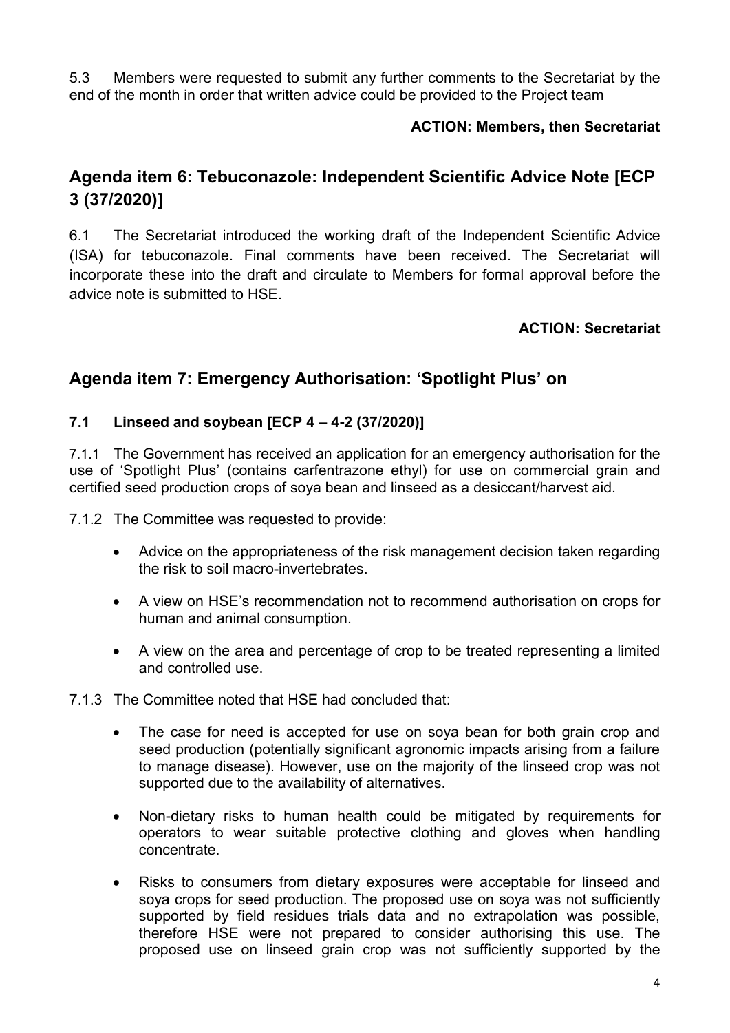5.3 Members were requested to submit any further comments to the Secretariat by the end of the month in order that written advice could be provided to the Project team

**ACTION: Members, then Secretariat**

## Agenda item 6: Tebuconazole: Independent Scientific Advice Note [ECP 3 (37/2020)]

6.1 The Secretariat introduced the working draft of the Independent Scientific Advice (ISA) for tebuconazole. Final comments have been received. The Secretariat will incorporate these into the draft and circulate to Members for formal approval before the advice note is submitted to HSE.

**ACTION: Secretariat**

## Agenda item 7: Emergency Authorisation: 'Spotlight Plus' on

### 7.1 Linseed and soybean [ECP 4 – 4-2 (37/2020)]

7.1.1 The Government has received an application for an emergency authorisation for the use of 'Spotlight Plus' (contains carfentrazone ethyl) for use on commercial grain and certified seed production crops of soya bean and linseed as a desiccant/harvest aid.

7.1.2 The Committee was requested to provide:

- Advice on the appropriateness of the risk management decision taken regarding the risk to soil macro-invertebrates.
- A view on HSE's recommendation not to recommend authorisation on crops for human and animal consumption.
- A view on the area and percentage of crop to be treated representing a limited and controlled use.

7.1.3 The Committee noted that HSE had concluded that:

- The case for need is accepted for use on soya bean for both grain crop and seed production (potentially significant agronomic impacts arising from a failure to manage disease). However, use on the majority of the linseed crop was not supported due to the availability of alternatives.
- Non-dietary risks to human health could be mitigated by requirements for operators to wear suitable protective clothing and gloves when handling concentrate.
- Risks to consumers from dietary exposures were acceptable for linseed and soya crops for seed production. The proposed use on soya was not sufficiently supported by field residues trials data and no extrapolation was possible, therefore HSE were not prepared to consider authorising this use. The proposed use on linseed grain crop was not sufficiently supported by the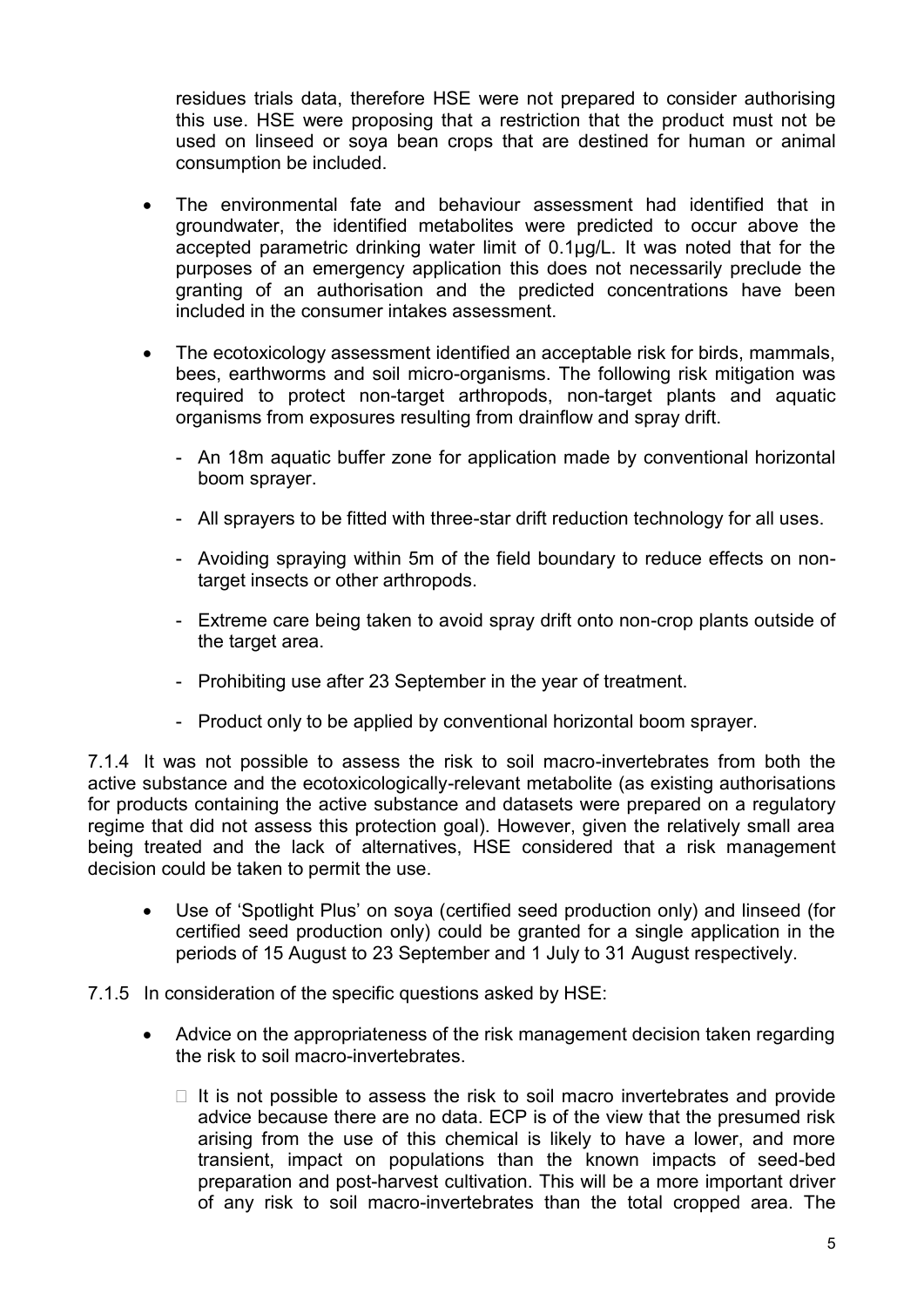residues trials data, therefore HSE were not prepared to consider authorising this use. HSE were proposing that a restriction that the product must not be used on linseed or soya bean crops that are destined for human or animal consumption be included.

- The environmental fate and behaviour assessment had identified that in groundwater, the identified metabolites were predicted to occur above the accepted parametric drinking water limit of 0.1µg/L. It was noted that for the purposes of an emergency application this does not necessarily preclude the granting of an authorisation and the predicted concentrations have been included in the consumer intakes assessment.

- The ecotoxicology assessment identified an acceptable risk for birds, mammals, bees, earthworms and soil micro-organisms. The following risk mitigation was required to protect non-target arthropods, non-target plants and aquatic organisms from exposures resulting from drainflow and spray drift.

  - An 18m aquatic buffer zone for application made by conventional horizontal boom sprayer.
  - All sprayers to be fitted with three-star drift reduction technology for all uses.
  - Avoiding spraying within 5m of the field boundary to reduce effects on non-target insects or other arthropods.
  - Extreme care being taken to avoid spray drift onto non-crop plants outside of the target area.
  - Prohibiting use after 23 September in the year of treatment.
  - Product only to be applied by conventional horizontal boom sprayer.

7.1.4 It was not possible to assess the risk to soil macro-invertebrates from both the active substance and the ecotoxicologically-relevant metabolite (as existing authorisations for products containing the active substance and datasets were prepared on a regulatory regime that did not assess this protection goal). However, given the relatively small area being treated and the lack of alternatives, HSE considered that a risk management decision could be taken to permit the use.

- Use of 'Spotlight Plus' on soya (certified seed production only) and linseed (for certified seed production only) could be granted for a single application in the periods of 15 August to 23 September and 1 July to 31 August respectively.

7.1.5 In consideration of the specific questions asked by HSE:

- Advice on the appropriateness of the risk management decision taken regarding the risk to soil macro-invertebrates.

  - It is not possible to assess the risk to soil macro invertebrates and provide advice because there are no data. ECP is of the view that the presumed risk arising from the use of this chemical is likely to have a lower, and more transient, impact on populations than the known impacts of seed-bed preparation and post-harvest cultivation. This will be a more important driver of any risk to soil macro-invertebrates than the total cropped area. The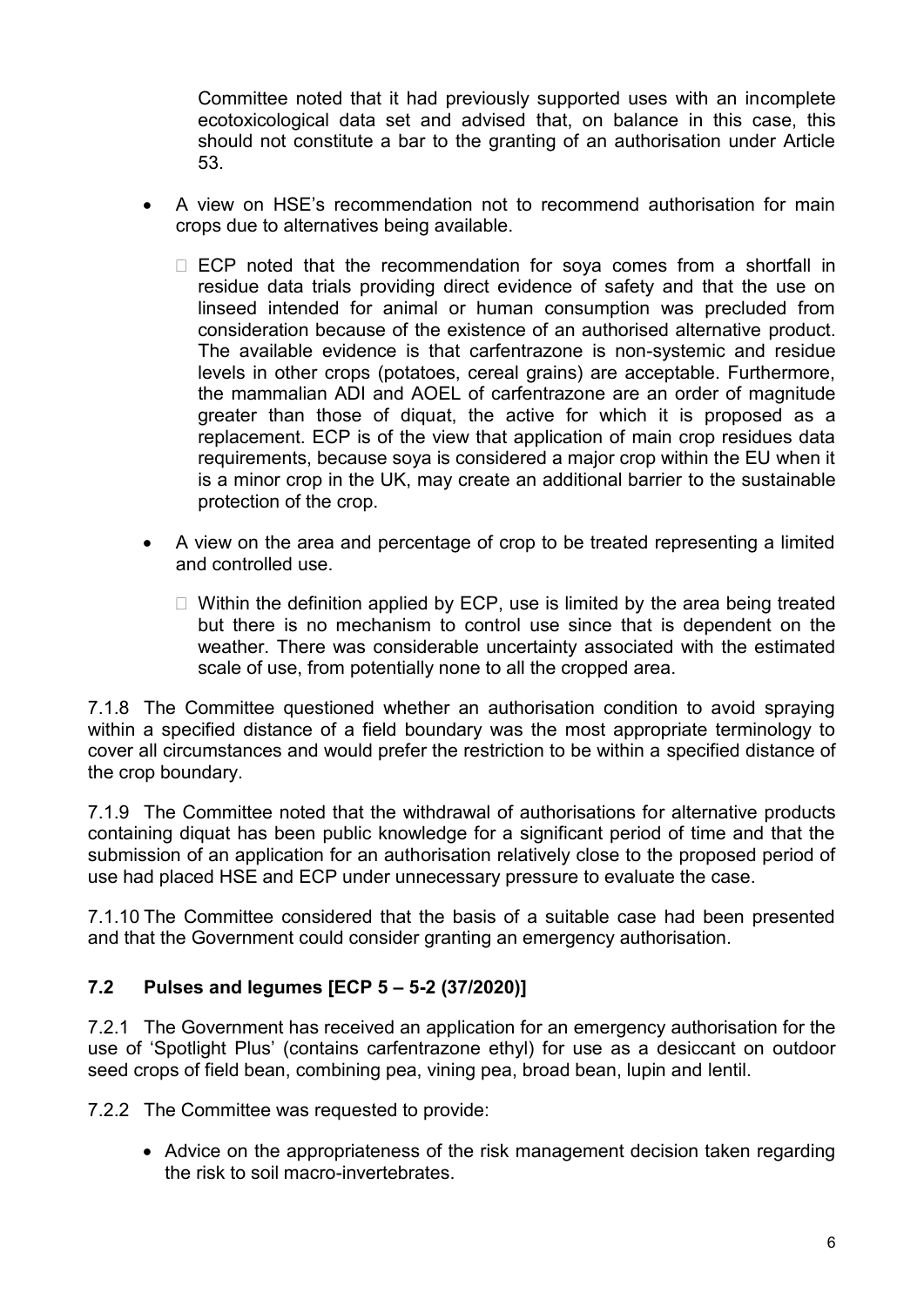Committee noted that it had previously supported uses with an incomplete ecotoxicological data set and advised that, on balance in this case, this should not constitute a bar to the granting of an authorisation under Article 53.

- A view on HSE's recommendation not to recommend authorisation for main crops due to alternatives being available.
  - ECP noted that the recommendation for soya comes from a shortfall in residue data trials providing direct evidence of safety and that the use on linseed intended for animal or human consumption was precluded from consideration because of the existence of an authorised alternative product. The available evidence is that carfentrazone is non-systemic and residue levels in other crops (potatoes, cereal grains) are acceptable. Furthermore, the mammalian ADI and AOEL of carfentrazone are an order of magnitude greater than those of diquat, the active for which it is proposed as a replacement. ECP is of the view that application of main crop residues data requirements, because soya is considered a major crop within the EU when it is a minor crop in the UK, may create an additional barrier to the sustainable protection of the crop.
- A view on the area and percentage of crop to be treated representing a limited and controlled use.
  - Within the definition applied by ECP, use is limited by the area being treated but there is no mechanism to control use since that is dependent on the weather. There was considerable uncertainty associated with the estimated scale of use, from potentially none to all the cropped area.

7.1.8 The Committee questioned whether an authorisation condition to avoid spraying within a specified distance of a field boundary was the most appropriate terminology to cover all circumstances and would prefer the restriction to be within a specified distance of the crop boundary.

7.1.9 The Committee noted that the withdrawal of authorisations for alternative products containing diquat has been public knowledge for a significant period of time and that the submission of an application for an authorisation relatively close to the proposed period of use had placed HSE and ECP under unnecessary pressure to evaluate the case.

7.1.10 The Committee considered that the basis of a suitable case had been presented and that the Government could consider granting an emergency authorisation.

### 7.2 Pulses and legumes [ECP 5 – 5-2 (37/2020)]

7.2.1 The Government has received an application for an emergency authorisation for the use of 'Spotlight Plus' (contains carfentrazone ethyl) for use as a desiccant on outdoor seed crops of field bean, combining pea, vining pea, broad bean, lupin and lentil.

7.2.2 The Committee was requested to provide:

- Advice on the appropriateness of the risk management decision taken regarding the risk to soil macro-invertebrates.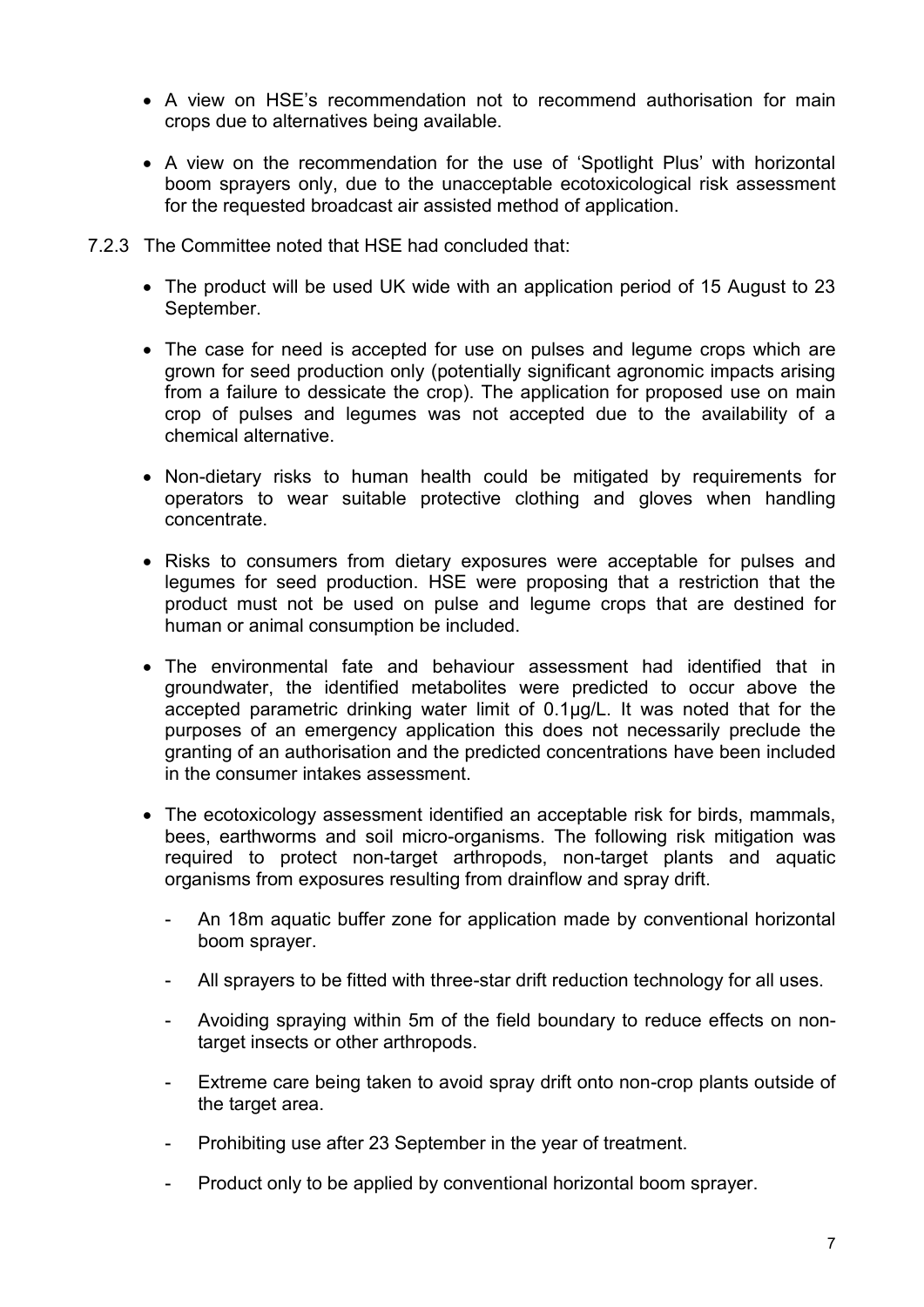- A view on HSE's recommendation not to recommend authorisation for main crops due to alternatives being available.

- A view on the recommendation for the use of 'Spotlight Plus' with horizontal boom sprayers only, due to the unacceptable ecotoxicological risk assessment for the requested broadcast air assisted method of application.

7.2.3 The Committee noted that HSE had concluded that:

- The product will be used UK wide with an application period of 15 August to 23 September.

- The case for need is accepted for use on pulses and legume crops which are grown for seed production only (potentially significant agronomic impacts arising from a failure to dessicate the crop). The application for proposed use on main crop of pulses and legumes was not accepted due to the availability of a chemical alternative.

- Non-dietary risks to human health could be mitigated by requirements for operators to wear suitable protective clothing and gloves when handling concentrate.

- Risks to consumers from dietary exposures were acceptable for pulses and legumes for seed production. HSE were proposing that a restriction that the product must not be used on pulse and legume crops that are destined for human or animal consumption be included.

- The environmental fate and behaviour assessment had identified that in groundwater, the identified metabolites were predicted to occur above the accepted parametric drinking water limit of 0.1µg/L. It was noted that for the purposes of an emergency application this does not necessarily preclude the granting of an authorisation and the predicted concentrations have been included in the consumer intakes assessment.

- The ecotoxicology assessment identified an acceptable risk for birds, mammals, bees, earthworms and soil micro-organisms. The following risk mitigation was required to protect non-target arthropods, non-target plants and aquatic organisms from exposures resulting from drainflow and spray drift.
  - An 18m aquatic buffer zone for application made by conventional horizontal boom sprayer.
  - All sprayers to be fitted with three-star drift reduction technology for all uses.
  - Avoiding spraying within 5m of the field boundary to reduce effects on non-target insects or other arthropods.
  - Extreme care being taken to avoid spray drift onto non-crop plants outside of the target area.
  - Prohibiting use after 23 September in the year of treatment.
  - Product only to be applied by conventional horizontal boom sprayer.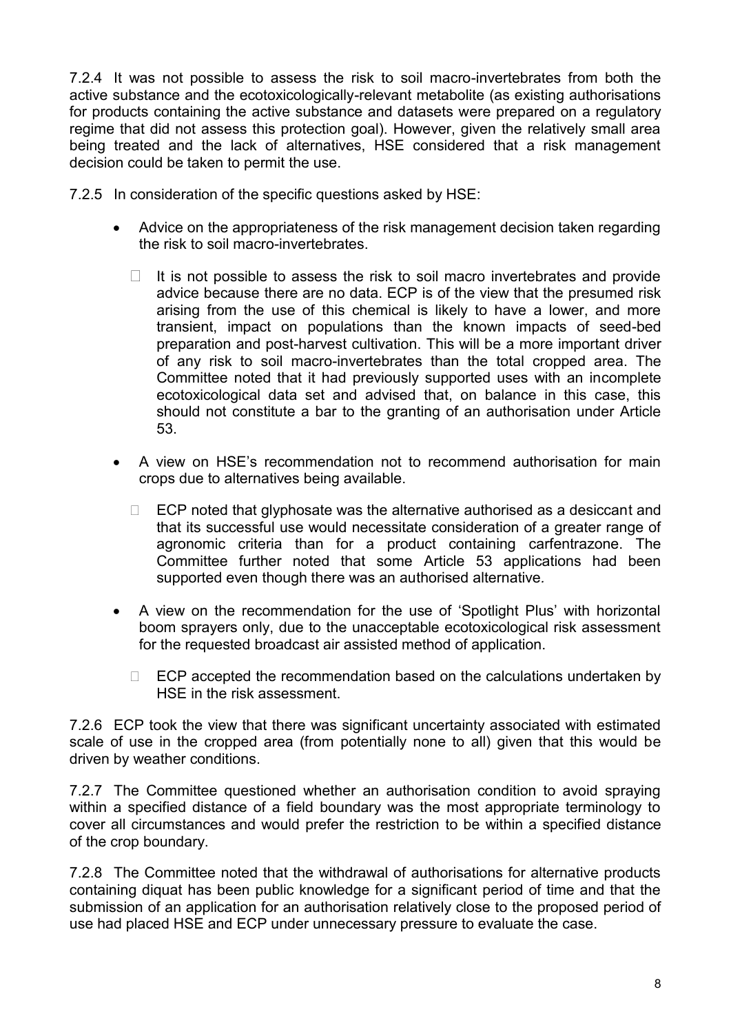7.2.4 It was not possible to assess the risk to soil macro-invertebrates from both the active substance and the ecotoxicologically-relevant metabolite (as existing authorisations for products containing the active substance and datasets were prepared on a regulatory regime that did not assess this protection goal). However, given the relatively small area being treated and the lack of alternatives, HSE considered that a risk management decision could be taken to permit the use.

7.2.5 In consideration of the specific questions asked by HSE:

- Advice on the appropriateness of the risk management decision taken regarding the risk to soil macro-invertebrates.
  - It is not possible to assess the risk to soil macro invertebrates and provide advice because there are no data. ECP is of the view that the presumed risk arising from the use of this chemical is likely to have a lower, and more transient, impact on populations than the known impacts of seed-bed preparation and post-harvest cultivation. This will be a more important driver of any risk to soil macro-invertebrates than the total cropped area. The Committee noted that it had previously supported uses with an incomplete ecotoxicological data set and advised that, on balance in this case, this should not constitute a bar to the granting of an authorisation under Article 53.
- A view on HSE's recommendation not to recommend authorisation for main crops due to alternatives being available.
  - ECP noted that glyphosate was the alternative authorised as a desiccant and that its successful use would necessitate consideration of a greater range of agronomic criteria than for a product containing carfentrazone. The Committee further noted that some Article 53 applications had been supported even though there was an authorised alternative.
- A view on the recommendation for the use of 'Spotlight Plus' with horizontal boom sprayers only, due to the unacceptable ecotoxicological risk assessment for the requested broadcast air assisted method of application.
  - ECP accepted the recommendation based on the calculations undertaken by HSE in the risk assessment.

7.2.6 ECP took the view that there was significant uncertainty associated with estimated scale of use in the cropped area (from potentially none to all) given that this would be driven by weather conditions.

7.2.7 The Committee questioned whether an authorisation condition to avoid spraying within a specified distance of a field boundary was the most appropriate terminology to cover all circumstances and would prefer the restriction to be within a specified distance of the crop boundary.

7.2.8 The Committee noted that the withdrawal of authorisations for alternative products containing diquat has been public knowledge for a significant period of time and that the submission of an application for an authorisation relatively close to the proposed period of use had placed HSE and ECP under unnecessary pressure to evaluate the case.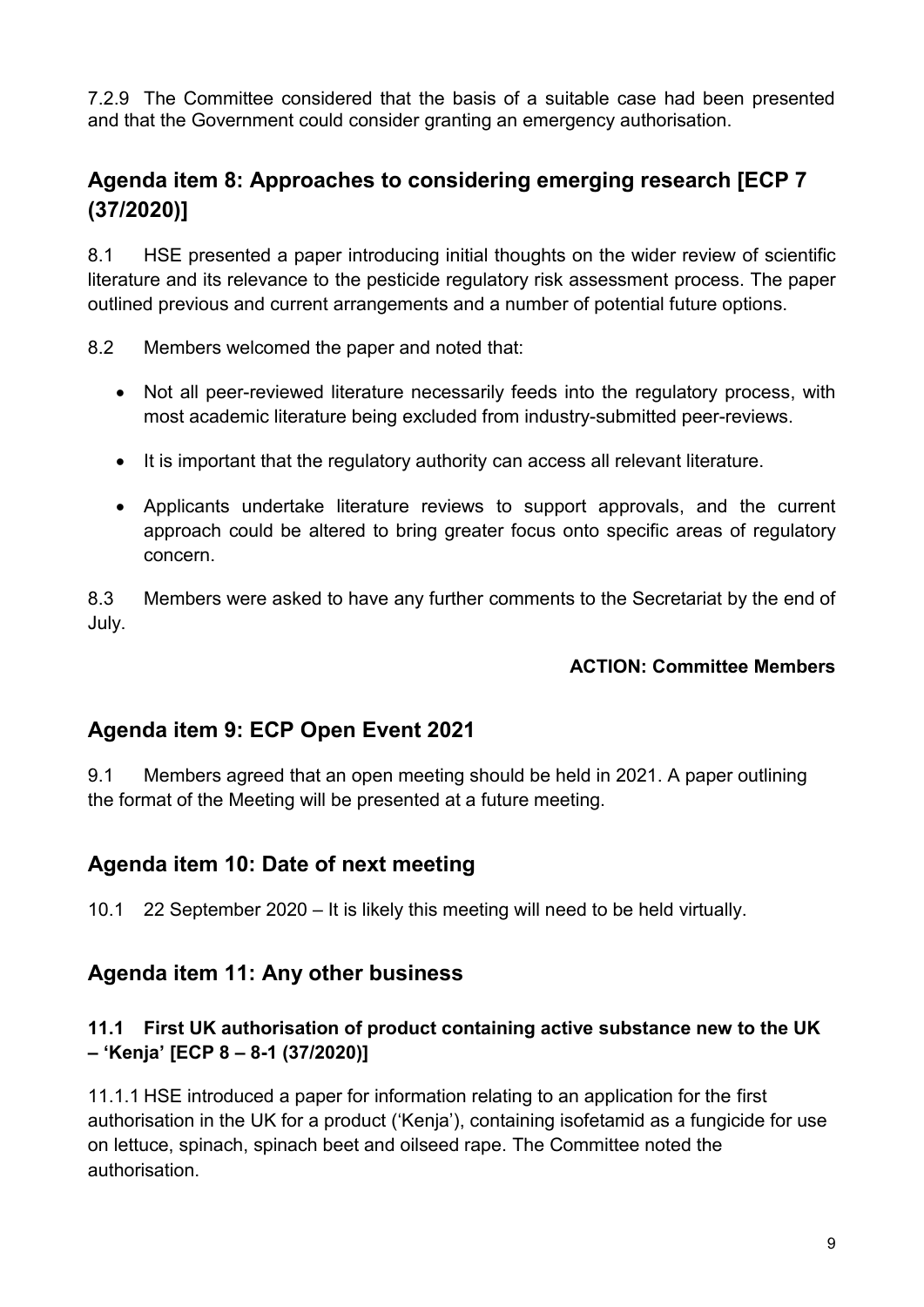7.2.9 The Committee considered that the basis of a suitable case had been presented and that the Government could consider granting an emergency authorisation.

## Agenda item 8: Approaches to considering emerging research [ECP 7 (37/2020)]

8.1 HSE presented a paper introducing initial thoughts on the wider review of scientific literature and its relevance to the pesticide regulatory risk assessment process. The paper outlined previous and current arrangements and a number of potential future options.

8.2 Members welcomed the paper and noted that:

- Not all peer-reviewed literature necessarily feeds into the regulatory process, with most academic literature being excluded from industry-submitted peer-reviews.
- It is important that the regulatory authority can access all relevant literature.
- Applicants undertake literature reviews to support approvals, and the current approach could be altered to bring greater focus onto specific areas of regulatory concern.

8.3 Members were asked to have any further comments to the Secretariat by the end of July.

**ACTION: Committee Members**

## Agenda item 9: ECP Open Event 2021

9.1 Members agreed that an open meeting should be held in 2021. A paper outlining the format of the Meeting will be presented at a future meeting.

## Agenda item 10: Date of next meeting

10.1 22 September 2020 – It is likely this meeting will need to be held virtually.

## Agenda item 11: Any other business

### 11.1 First UK authorisation of product containing active substance new to the UK – 'Kenja' [ECP 8 – 8-1 (37/2020)]

11.1.1 HSE introduced a paper for information relating to an application for the first authorisation in the UK for a product ('Kenja'), containing isofetamid as a fungicide for use on lettuce, spinach, spinach beet and oilseed rape. The Committee noted the authorisation.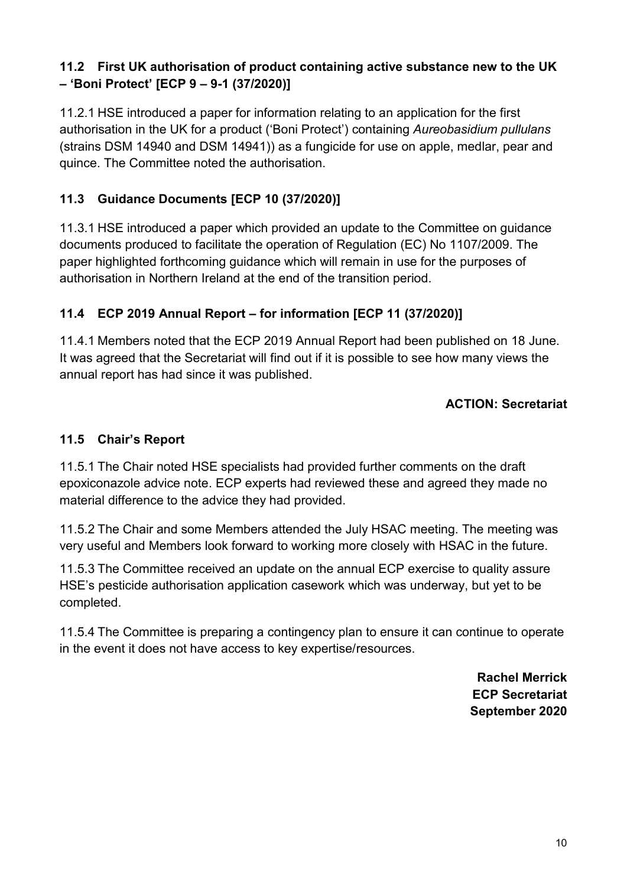### 11.2 First UK authorisation of product containing active substance new to the UK – 'Boni Protect' [ECP 9 – 9-1 (37/2020)]

11.2.1 HSE introduced a paper for information relating to an application for the first authorisation in the UK for a product ('Boni Protect') containing *Aureobasidium pullulans* (strains DSM 14940 and DSM 14941)) as a fungicide for use on apple, medlar, pear and quince. The Committee noted the authorisation.

### 11.3 Guidance Documents [ECP 10 (37/2020)]

11.3.1 HSE introduced a paper which provided an update to the Committee on guidance documents produced to facilitate the operation of Regulation (EC) No 1107/2009. The paper highlighted forthcoming guidance which will remain in use for the purposes of authorisation in Northern Ireland at the end of the transition period.

### 11.4 ECP 2019 Annual Report – for information [ECP 11 (37/2020)]

11.4.1 Members noted that the ECP 2019 Annual Report had been published on 18 June. It was agreed that the Secretariat will find out if it is possible to see how many views the annual report has had since it was published.

**ACTION: Secretariat**

### 11.5 Chair's Report

11.5.1 The Chair noted HSE specialists had provided further comments on the draft epoxiconazole advice note. ECP experts had reviewed these and agreed they made no material difference to the advice they had provided.

11.5.2 The Chair and some Members attended the July HSAC meeting. The meeting was very useful and Members look forward to working more closely with HSAC in the future.

11.5.3 The Committee received an update on the annual ECP exercise to quality assure HSE's pesticide authorisation application casework which was underway, but yet to be completed.

11.5.4 The Committee is preparing a contingency plan to ensure it can continue to operate in the event it does not have access to key expertise/resources.

**Rachel Merrick**
**ECP Secretariat**
**September 2020**